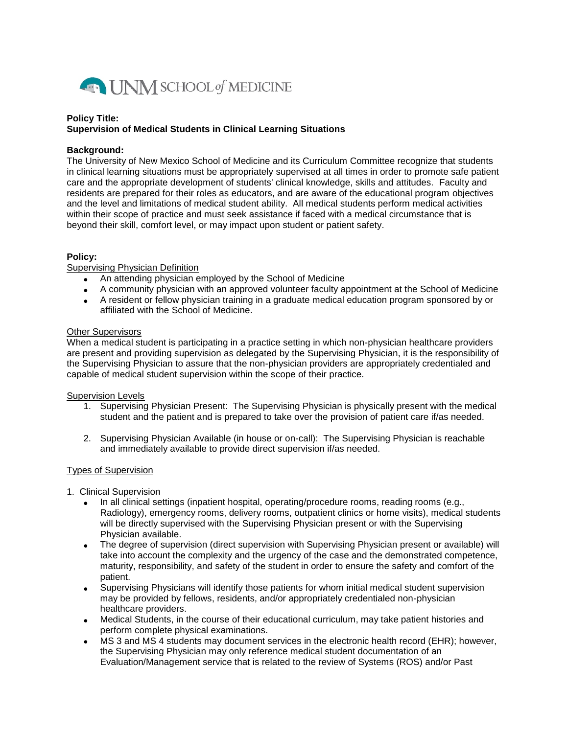**UNM SCHOOL of MEDICINE**

**Policy Title:**
**Supervision of Medical Students in Clinical Learning Situations**

**Background:**
The University of New Mexico School of Medicine and its Curriculum Committee recognize that students in clinical learning situations must be appropriately supervised at all times in order to promote safe patient care and the appropriate development of students' clinical knowledge, skills and attitudes. Faculty and residents are prepared for their roles as educators, and are aware of the educational program objectives and the level and limitations of medical student ability. All medical students perform medical activities within their scope of practice and must seek assistance if faced with a medical circumstance that is beyond their skill, comfort level, or may impact upon student or patient safety.

**Policy:**

Supervising Physician Definition

- An attending physician employed by the School of Medicine
- A community physician with an approved volunteer faculty appointment at the School of Medicine
- A resident or fellow physician training in a graduate medical education program sponsored by or affiliated with the School of Medicine.

Other Supervisors

When a medical student is participating in a practice setting in which non-physician healthcare providers are present and providing supervision as delegated by the Supervising Physician, it is the responsibility of the Supervising Physician to assure that the non-physician providers are appropriately credentialed and capable of medical student supervision within the scope of their practice.

Supervision Levels

1. Supervising Physician Present: The Supervising Physician is physically present with the medical student and the patient and is prepared to take over the provision of patient care if/as needed.
2. Supervising Physician Available (in house or on-call): The Supervising Physician is reachable and immediately available to provide direct supervision if/as needed.

Types of Supervision

1. Clinical Supervision
   - In all clinical settings (inpatient hospital, operating/procedure rooms, reading rooms (e.g., Radiology), emergency rooms, delivery rooms, outpatient clinics or home visits), medical students will be directly supervised with the Supervising Physician present or with the Supervising Physician available.
   - The degree of supervision (direct supervision with Supervising Physician present or available) will take into account the complexity and the urgency of the case and the demonstrated competence, maturity, responsibility, and safety of the student in order to ensure the safety and comfort of the patient.
   - Supervising Physicians will identify those patients for whom initial medical student supervision may be provided by fellows, residents, and/or appropriately credentialed non-physician healthcare providers.
   - Medical Students, in the course of their educational curriculum, may take patient histories and perform complete physical examinations.
   - MS 3 and MS 4 students may document services in the electronic health record (EHR); however, the Supervising Physician may only reference medical student documentation of an Evaluation/Management service that is related to the review of Systems (ROS) and/or Past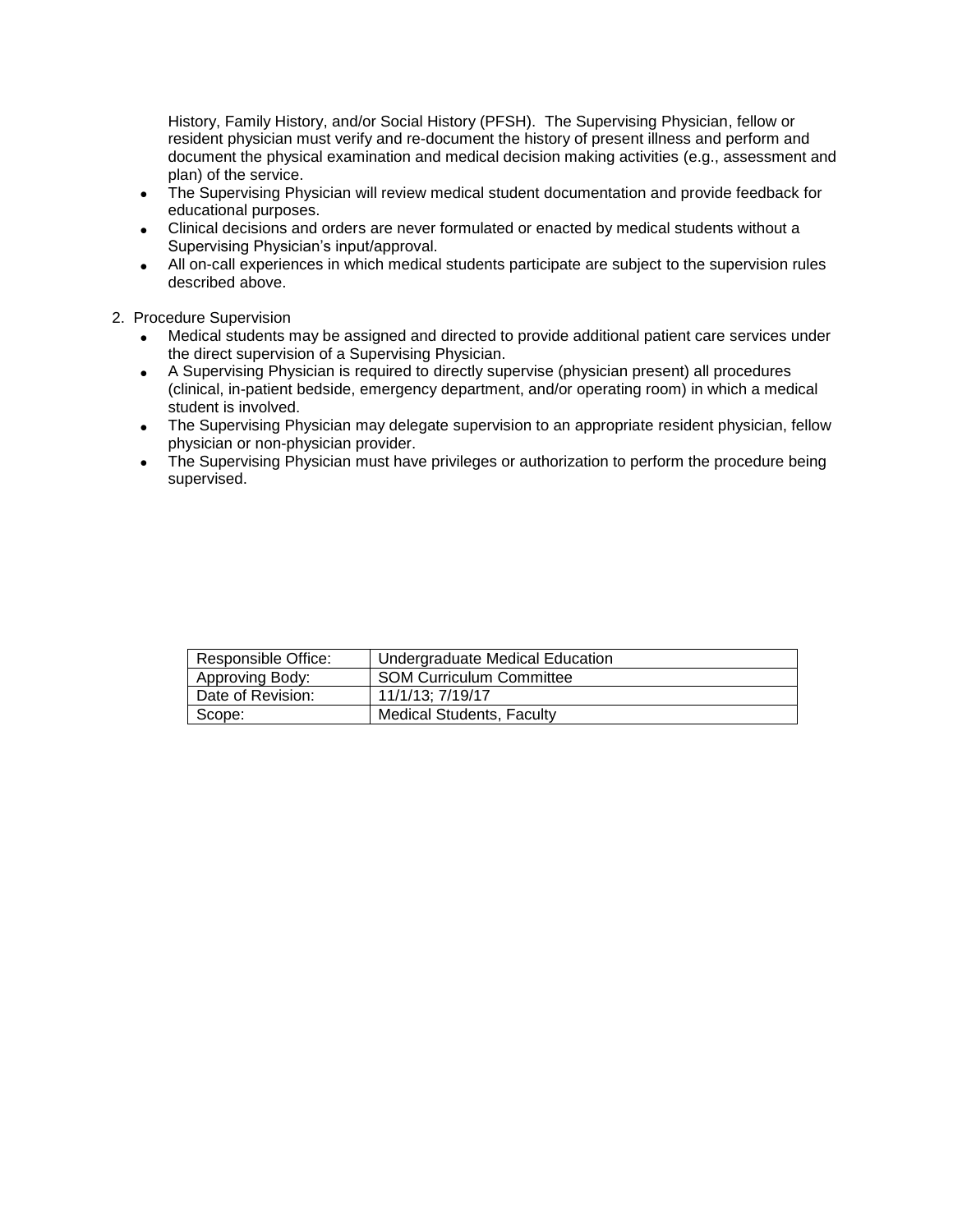History, Family History, and/or Social History (PFSH). The Supervising Physician, fellow or resident physician must verify and re-document the history of present illness and perform and document the physical examination and medical decision making activities (e.g., assessment and plan) of the service.

- The Supervising Physician will review medical student documentation and provide feedback for educational purposes.
- Clinical decisions and orders are never formulated or enacted by medical students without a Supervising Physician's input/approval.
- All on-call experiences in which medical students participate are subject to the supervision rules described above.

2. Procedure Supervision
   - Medical students may be assigned and directed to provide additional patient care services under the direct supervision of a Supervising Physician.
   - A Supervising Physician is required to directly supervise (physician present) all procedures (clinical, in-patient bedside, emergency department, and/or operating room) in which a medical student is involved.
   - The Supervising Physician may delegate supervision to an appropriate resident physician, fellow physician or non-physician provider.
   - The Supervising Physician must have privileges or authorization to perform the procedure being supervised.

| | |
|---|---|
| Responsible Office: | Undergraduate Medical Education |
| Approving Body: | SOM Curriculum Committee |
| Date of Revision: | 11/1/13; 7/19/17 |
| Scope: | Medical Students, Faculty |